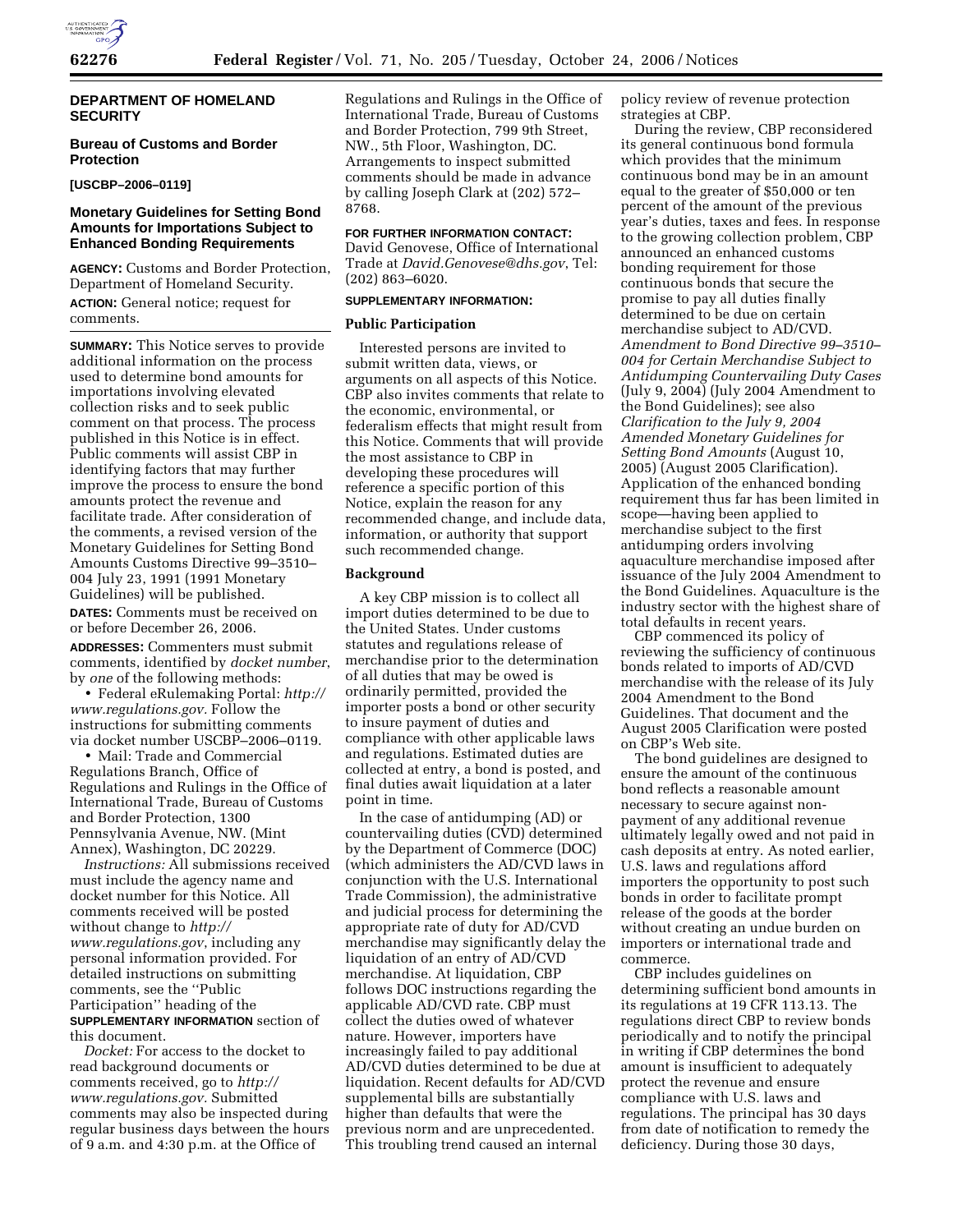## DEPARTMENT OF HOMELAND SECURITY

### Bureau of Customs and Border Protection

**[USCBP–2006–0119]**

### Monetary Guidelines for Setting Bond Amounts for Importations Subject to Enhanced Bonding Requirements

**AGENCY:** Customs and Border Protection, Department of Homeland Security.

**ACTION:** General notice; request for comments.

**SUMMARY:** This Notice serves to provide additional information on the process used to determine bond amounts for importations involving elevated collection risks and to seek public comment on that process. The process published in this Notice is in effect. Public comments will assist CBP in identifying factors that may further improve the process to ensure the bond amounts protect the revenue and facilitate trade. After consideration of the comments, a revised version of the Monetary Guidelines for Setting Bond Amounts Customs Directive 99–3510–004 July 23, 1991 (1991 Monetary Guidelines) will be published.

**DATES:** Comments must be received on or before December 26, 2006.

**ADDRESSES:** Commenters must submit comments, identified by *docket number*, by *one* of the following methods:

- Federal eRulemaking Portal: *http://www.regulations.gov*. Follow the instructions for submitting comments via docket number USCBP–2006–0119.
- Mail: Trade and Commercial Regulations Branch, Office of Regulations and Rulings in the Office of International Trade, Bureau of Customs and Border Protection, 1300 Pennsylvania Avenue, NW. (Mint Annex), Washington, DC 20229.

*Instructions:* All submissions received must include the agency name and docket number for this Notice. All comments received will be posted without change to *http://www.regulations.gov*, including any personal information provided. For detailed instructions on submitting comments, see the ''Public Participation'' heading of the **SUPPLEMENTARY INFORMATION** section of this document.

*Docket:* For access to the docket to read background documents or comments received, go to *http://www.regulations.gov.* Submitted comments may also be inspected during regular business days between the hours of 9 a.m. and 4:30 p.m. at the Office of Regulations and Rulings in the Office of International Trade, Bureau of Customs and Border Protection, 799 9th Street, NW., 5th Floor, Washington, DC. Arrangements to inspect submitted comments should be made in advance by calling Joseph Clark at (202) 572–8768.

**FOR FURTHER INFORMATION CONTACT:** David Genovese, Office of International Trade at *David.Genovese@dhs.gov*, Tel: (202) 863–6020.

**SUPPLEMENTARY INFORMATION:**

### Public Participation

Interested persons are invited to submit written data, views, or arguments on all aspects of this Notice. CBP also invites comments that relate to the economic, environmental, or federalism effects that might result from this Notice. Comments that will provide the most assistance to CBP in developing these procedures will reference a specific portion of this Notice, explain the reason for any recommended change, and include data, information, or authority that support such recommended change.

### Background

A key CBP mission is to collect all import duties determined to be due to the United States. Under customs statutes and regulations release of merchandise prior to the determination of all duties that may be owed is ordinarily permitted, provided the importer posts a bond or other security to insure payment of duties and compliance with other applicable laws and regulations. Estimated duties are collected at entry, a bond is posted, and final duties await liquidation at a later point in time.

In the case of antidumping (AD) or countervailing duties (CVD) determined by the Department of Commerce (DOC) (which administers the AD/CVD laws in conjunction with the U.S. International Trade Commission), the administrative and judicial process for determining the appropriate rate of duty for AD/CVD merchandise may significantly delay the liquidation of an entry of AD/CVD merchandise. At liquidation, CBP follows DOC instructions regarding the applicable AD/CVD rate. CBP must collect the duties owed of whatever nature. However, importers have increasingly failed to pay additional AD/CVD duties determined to be due at liquidation. Recent defaults for AD/CVD supplemental bills are substantially higher than defaults that were the previous norm and are unprecedented. This troubling trend caused an internal policy review of revenue protection strategies at CBP.

During the review, CBP reconsidered its general continuous bond formula which provides that the minimum continuous bond may be in an amount equal to the greater of $50,000 or ten percent of the amount of the previous year's duties, taxes and fees. In response to the growing collection problem, CBP announced an enhanced customs bonding requirement for those continuous bonds that secure the promise to pay all duties finally determined to be due on certain merchandise subject to AD/CVD. *Amendment to Bond Directive 99–3510–004 for Certain Merchandise Subject to Antidumping Countervailing Duty Cases* (July 9, 2004) (July 2004 Amendment to the Bond Guidelines); see also *Clarification to the July 9, 2004 Amended Monetary Guidelines for Setting Bond Amounts* (August 10, 2005) (August 2005 Clarification). Application of the enhanced bonding requirement thus far has been limited in scope—having been applied to merchandise subject to the first antidumping orders involving aquaculture merchandise imposed after issuance of the July 2004 Amendment to the Bond Guidelines. Aquaculture is the industry sector with the highest share of total defaults in recent years.

CBP commenced its policy of reviewing the sufficiency of continuous bonds related to imports of AD/CVD merchandise with the release of its July 2004 Amendment to the Bond Guidelines. That document and the August 2005 Clarification were posted on CBP's Web site.

The bond guidelines are designed to ensure the amount of the continuous bond reflects a reasonable amount necessary to secure against non-payment of any additional revenue ultimately legally owed and not paid in cash deposits at entry. As noted earlier, U.S. laws and regulations afford importers the opportunity to post such bonds in order to facilitate prompt release of the goods at the border without creating an undue burden on importers or international trade and commerce.

CBP includes guidelines on determining sufficient bond amounts in its regulations at 19 CFR 113.13. The regulations direct CBP to review bonds periodically and to notify the principal in writing if CBP determines the bond amount is insufficient to adequately protect the revenue and ensure compliance with U.S. laws and regulations. The principal has 30 days from date of notification to remedy the deficiency. During those 30 days,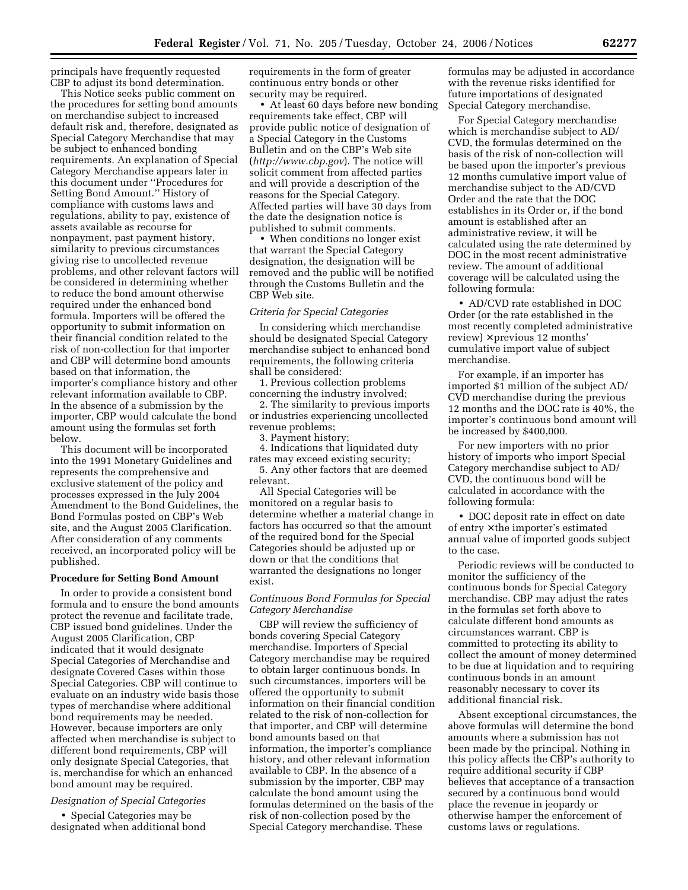principals have frequently requested CBP to adjust its bond determination.

This Notice seeks public comment on the procedures for setting bond amounts on merchandise subject to increased default risk and, therefore, designated as Special Category Merchandise that may be subject to enhanced bonding requirements. An explanation of Special Category Merchandise appears later in this document under ''Procedures for Setting Bond Amount.'' History of compliance with customs laws and regulations, ability to pay, existence of assets available as recourse for nonpayment, past payment history, similarity to previous circumstances giving rise to uncollected revenue problems, and other relevant factors will be considered in determining whether to reduce the bond amount otherwise required under the enhanced bond formula. Importers will be offered the opportunity to submit information on their financial condition related to the risk of non-collection for that importer and CBP will determine bond amounts based on that information, the importer's compliance history and other relevant information available to CBP. In the absence of a submission by the importer, CBP would calculate the bond amount using the formulas set forth below.

This document will be incorporated into the 1991 Monetary Guidelines and represents the comprehensive and exclusive statement of the policy and processes expressed in the July 2004 Amendment to the Bond Guidelines, the Bond Formulas posted on CBP's Web site, and the August 2005 Clarification. After consideration of any comments received, an incorporated policy will be published.

**Procedure for Setting Bond Amount**

In order to provide a consistent bond formula and to ensure the bond amounts protect the revenue and facilitate trade, CBP issued bond guidelines. Under the August 2005 Clarification, CBP indicated that it would designate Special Categories of Merchandise and designate Covered Cases within those Special Categories. CBP will continue to evaluate on an industry wide basis those types of merchandise where additional bond requirements may be needed. However, because importers are only affected when merchandise is subject to different bond requirements, CBP will only designate Special Categories, that is, merchandise for which an enhanced bond amount may be required.

*Designation of Special Categories*

- Special Categories may be designated when additional bond requirements in the form of greater continuous entry bonds or other security may be required.
- At least 60 days before new bonding requirements take effect, CBP will provide public notice of designation of a Special Category in the Customs Bulletin and on the CBP's Web site (*http://www.cbp.gov*). The notice will solicit comment from affected parties and will provide a description of the reasons for the Special Category. Affected parties will have 30 days from the date the designation notice is published to submit comments.
- When conditions no longer exist that warrant the Special Category designation, the designation will be removed and the public will be notified through the Customs Bulletin and the CBP Web site.

*Criteria for Special Categories*

In considering which merchandise should be designated Special Category merchandise subject to enhanced bond requirements, the following criteria shall be considered:

1. Previous collection problems concerning the industry involved;
2. The similarity to previous imports or industries experiencing uncollected revenue problems;
3. Payment history;
4. Indications that liquidated duty rates may exceed existing security;
5. Any other factors that are deemed relevant.

All Special Categories will be monitored on a regular basis to determine whether a material change in factors has occurred so that the amount of the required bond for the Special Categories should be adjusted up or down or that the conditions that warranted the designations no longer exist.

*Continuous Bond Formulas for Special Category Merchandise*

CBP will review the sufficiency of bonds covering Special Category merchandise. Importers of Special Category merchandise may be required to obtain larger continuous bonds. In such circumstances, importers will be offered the opportunity to submit information on their financial condition related to the risk of non-collection for that importer, and CBP will determine bond amounts based on that information, the importer's compliance history, and other relevant information available to CBP. In the absence of a submission by the importer, CBP may calculate the bond amount using the formulas determined on the basis of the risk of non-collection posed by the Special Category merchandise. These formulas may be adjusted in accordance with the revenue risks identified for future importations of designated Special Category merchandise.

For Special Category merchandise which is merchandise subject to AD/CVD, the formulas determined on the basis of the risk of non-collection will be based upon the importer's previous 12 months cumulative import value of merchandise subject to the AD/CVD Order and the rate that the DOC establishes in its Order or, if the bond amount is established after an administrative review, it will be calculated using the rate determined by DOC in the most recent administrative review. The amount of additional coverage will be calculated using the following formula:

- AD/CVD rate established in DOC Order (or the rate established in the most recently completed administrative review) × previous 12 months' cumulative import value of subject merchandise.

For example, if an importer has imported $1 million of the subject AD/CVD merchandise during the previous 12 months and the DOC rate is 40%, the importer's continuous bond amount will be increased by $400,000.

For new importers with no prior history of imports who import Special Category merchandise subject to AD/CVD, the continuous bond will be calculated in accordance with the following formula:

- DOC deposit rate in effect on date of entry × the importer's estimated annual value of imported goods subject to the case.

Periodic reviews will be conducted to monitor the sufficiency of the continuous bonds for Special Category merchandise. CBP may adjust the rates in the formulas set forth above to calculate different bond amounts as circumstances warrant. CBP is committed to protecting its ability to collect the amount of money determined to be due at liquidation and to requiring continuous bonds in an amount reasonably necessary to cover its additional financial risk.

Absent exceptional circumstances, the above formulas will determine the bond amounts where a submission has not been made by the principal. Nothing in this policy affects the CBP's authority to require additional security if CBP believes that acceptance of a transaction secured by a continuous bond would place the revenue in jeopardy or otherwise hamper the enforcement of customs laws or regulations.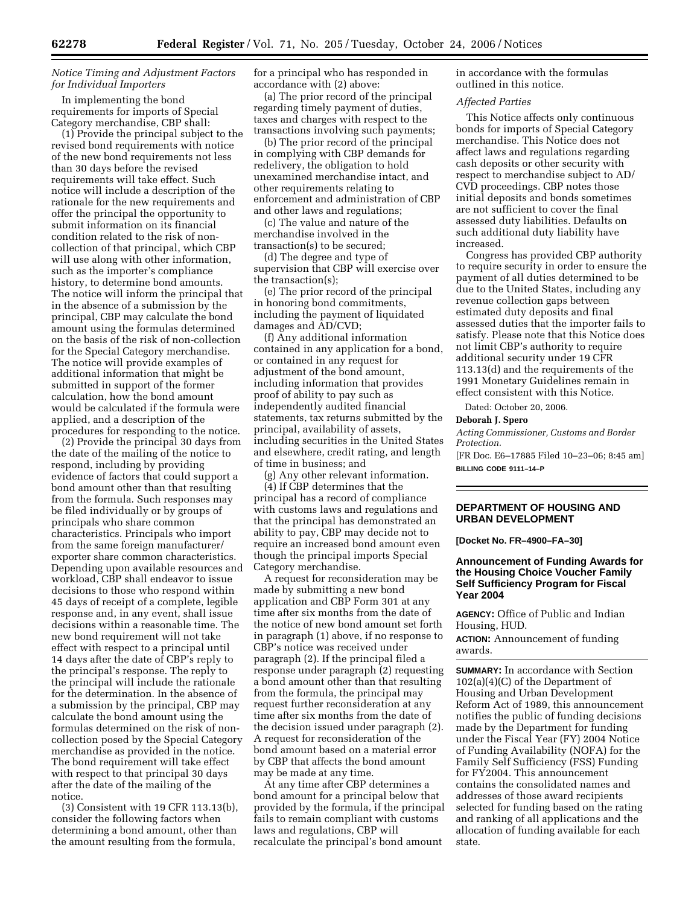*Notice Timing and Adjustment Factors for Individual Importers*

In implementing the bond requirements for imports of Special Category merchandise, CBP shall:

(1) Provide the principal subject to the revised bond requirements with notice of the new bond requirements not less than 30 days before the revised requirements will take effect. Such notice will include a description of the rationale for the new requirements and offer the principal the opportunity to submit information on its financial condition related to the risk of non-collection of that principal, which CBP will use along with other information, such as the importer's compliance history, to determine bond amounts. The notice will inform the principal that in the absence of a submission by the principal, CBP may calculate the bond amount using the formulas determined on the basis of the risk of non-collection for the Special Category merchandise. The notice will provide examples of additional information that might be submitted in support of the former calculation, how the bond amount would be calculated if the formula were applied, and a description of the procedures for responding to the notice.

(2) Provide the principal 30 days from the date of the mailing of the notice to respond, including by providing evidence of factors that could support a bond amount other than that resulting from the formula. Such responses may be filed individually or by groups of principals who share common characteristics. Principals who import from the same foreign manufacturer/exporter share common characteristics. Depending upon available resources and workload, CBP shall endeavor to issue decisions to those who respond within 45 days of receipt of a complete, legible response and, in any event, shall issue decisions within a reasonable time. The new bond requirement will not take effect with respect to a principal until 14 days after the date of CBP's reply to the principal's response. The reply to the principal will include the rationale for the determination. In the absence of a submission by the principal, CBP may calculate the bond amount using the formulas determined on the risk of non-collection posed by the Special Category merchandise as provided in the notice. The bond requirement will take effect with respect to that principal 30 days after the date of the mailing of the notice.

(3) Consistent with 19 CFR 113.13(b), consider the following factors when determining a bond amount, other than the amount resulting from the formula, for a principal who has responded in accordance with (2) above:

(a) The prior record of the principal regarding timely payment of duties, taxes and charges with respect to the transactions involving such payments;

(b) The prior record of the principal in complying with CBP demands for redelivery, the obligation to hold unexamined merchandise intact, and other requirements relating to enforcement and administration of CBP and other laws and regulations;

(c) The value and nature of the merchandise involved in the transaction(s) to be secured;

(d) The degree and type of supervision that CBP will exercise over the transaction(s);

(e) The prior record of the principal in honoring bond commitments, including the payment of liquidated damages and AD/CVD;

(f) Any additional information contained in any application for a bond, or contained in any request for adjustment of the bond amount, including information that provides proof of ability to pay such as independently audited financial statements, tax returns submitted by the principal, availability of assets, including securities in the United States and elsewhere, credit rating, and length of time in business; and

(g) Any other relevant information.

(4) If CBP determines that the principal has a record of compliance with customs laws and regulations and that the principal has demonstrated an ability to pay, CBP may decide not to require an increased bond amount even though the principal imports Special Category merchandise.

A request for reconsideration may be made by submitting a new bond application and CBP Form 301 at any time after six months from the date of the notice of new bond amount set forth in paragraph (1) above, if no response to CBP's notice was received under paragraph (2). If the principal filed a response under paragraph (2) requesting a bond amount other than that resulting from the formula, the principal may request further reconsideration at any time after six months from the date of the decision issued under paragraph (2). A request for reconsideration of the bond amount based on a material error by CBP that affects the bond amount may be made at any time.

At any time after CBP determines a bond amount for a principal below that provided by the formula, if the principal fails to remain compliant with customs laws and regulations, CBP will recalculate the principal's bond amount in accordance with the formulas outlined in this notice.

*Affected Parties*

This Notice affects only continuous bonds for imports of Special Category merchandise. This Notice does not affect laws and regulations regarding cash deposits or other security with respect to merchandise subject to AD/CVD proceedings. CBP notes those initial deposits and bonds sometimes are not sufficient to cover the final assessed duty liabilities. Defaults on such additional duty liability have increased.

Congress has provided CBP authority to require security in order to ensure the payment of all duties determined to be due to the United States, including any revenue collection gaps between estimated duty deposits and final assessed duties that the importer fails to satisfy. Please note that this Notice does not limit CBP's authority to require additional security under 19 CFR 113.13(d) and the requirements of the 1991 Monetary Guidelines remain in effect consistent with this Notice.

Dated: October 20, 2006.

**Deborah J. Spero**

*Acting Commissioner, Customs and Border Protection.*

[FR Doc. E6–17885 Filed 10–23–06; 8:45 am]

**BILLING CODE 9111–14–P**

---

## DEPARTMENT OF HOUSING AND URBAN DEVELOPMENT

**[Docket No. FR–4900–FA–30]**

### Announcement of Funding Awards for the Housing Choice Voucher Family Self Sufficiency Program for Fiscal Year 2004

**AGENCY:** Office of Public and Indian Housing, HUD.

**ACTION:** Announcement of funding awards.

**SUMMARY:** In accordance with Section 102(a)(4)(C) of the Department of Housing and Urban Development Reform Act of 1989, this announcement notifies the public of funding decisions made by the Department for funding under the Fiscal Year (FY) 2004 Notice of Funding Availability (NOFA) for the Family Self Sufficiency (FSS) Funding for FY2004. This announcement contains the consolidated names and addresses of those award recipients selected for funding based on the rating and ranking of all applications and the allocation of funding available for each state.